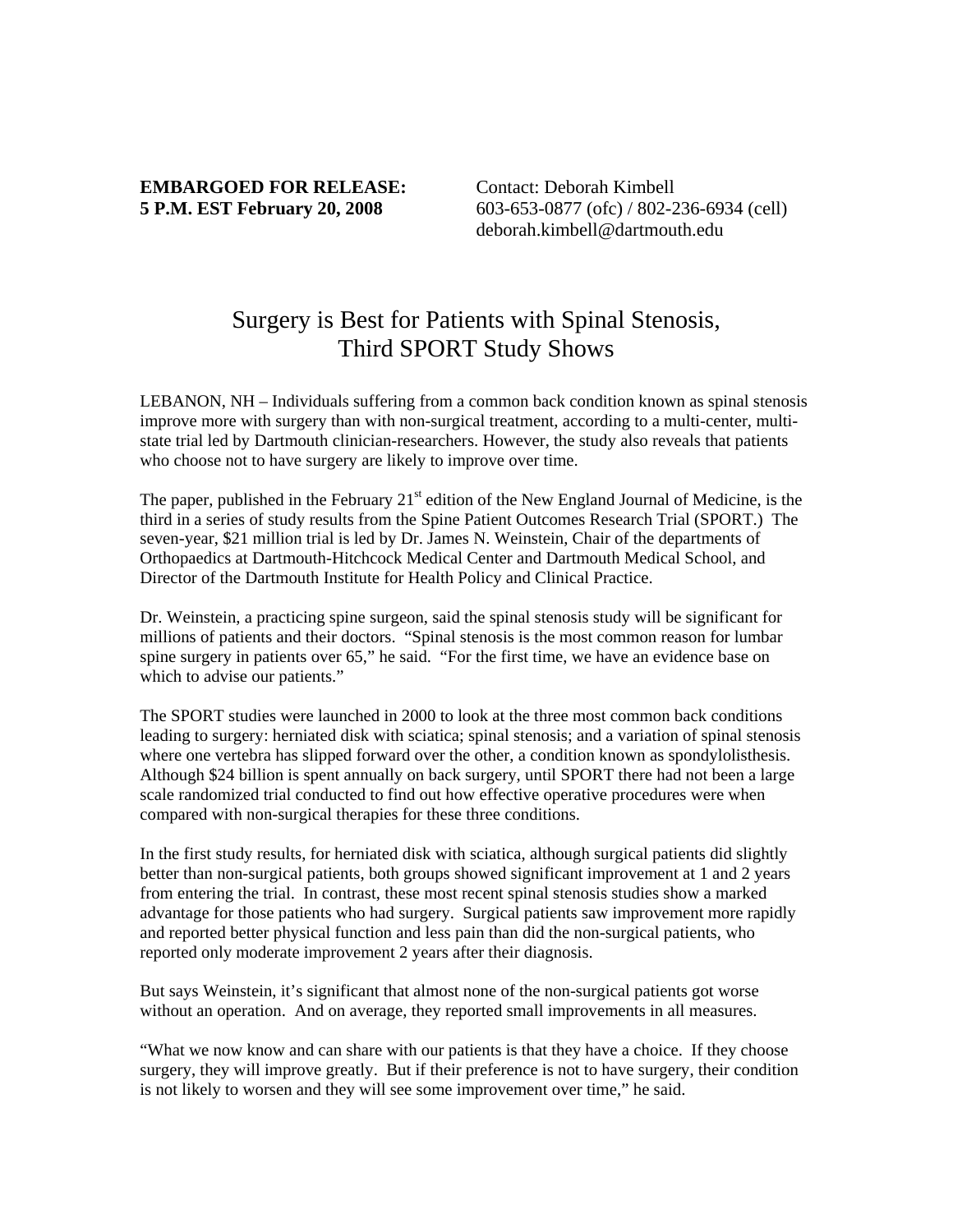**EMBARGOED FOR RELEASE:**
**5 P.M. EST February 20, 2008**

Contact: Deborah Kimbell
603-653-0877 (ofc) / 802-236-6934 (cell)
deborah.kimbell@dartmouth.edu

# Surgery is Best for Patients with Spinal Stenosis, Third SPORT Study Shows

LEBANON, NH – Individuals suffering from a common back condition known as spinal stenosis improve more with surgery than with non-surgical treatment, according to a multi-center, multi-state trial led by Dartmouth clinician-researchers. However, the study also reveals that patients who choose not to have surgery are likely to improve over time.

The paper, published in the February 21st edition of the New England Journal of Medicine, is the third in a series of study results from the Spine Patient Outcomes Research Trial (SPORT.) The seven-year, $21 million trial is led by Dr. James N. Weinstein, Chair of the departments of Orthopaedics at Dartmouth-Hitchcock Medical Center and Dartmouth Medical School, and Director of the Dartmouth Institute for Health Policy and Clinical Practice.

Dr. Weinstein, a practicing spine surgeon, said the spinal stenosis study will be significant for millions of patients and their doctors. "Spinal stenosis is the most common reason for lumbar spine surgery in patients over 65," he said. "For the first time, we have an evidence base on which to advise our patients."

The SPORT studies were launched in 2000 to look at the three most common back conditions leading to surgery: herniated disk with sciatica; spinal stenosis; and a variation of spinal stenosis where one vertebra has slipped forward over the other, a condition known as spondylolisthesis. Although $24 billion is spent annually on back surgery, until SPORT there had not been a large scale randomized trial conducted to find out how effective operative procedures were when compared with non-surgical therapies for these three conditions.

In the first study results, for herniated disk with sciatica, although surgical patients did slightly better than non-surgical patients, both groups showed significant improvement at 1 and 2 years from entering the trial. In contrast, these most recent spinal stenosis studies show a marked advantage for those patients who had surgery. Surgical patients saw improvement more rapidly and reported better physical function and less pain than did the non-surgical patients, who reported only moderate improvement 2 years after their diagnosis.

But says Weinstein, it's significant that almost none of the non-surgical patients got worse without an operation. And on average, they reported small improvements in all measures.

"What we now know and can share with our patients is that they have a choice. If they choose surgery, they will improve greatly. But if their preference is not to have surgery, their condition is not likely to worsen and they will see some improvement over time," he said.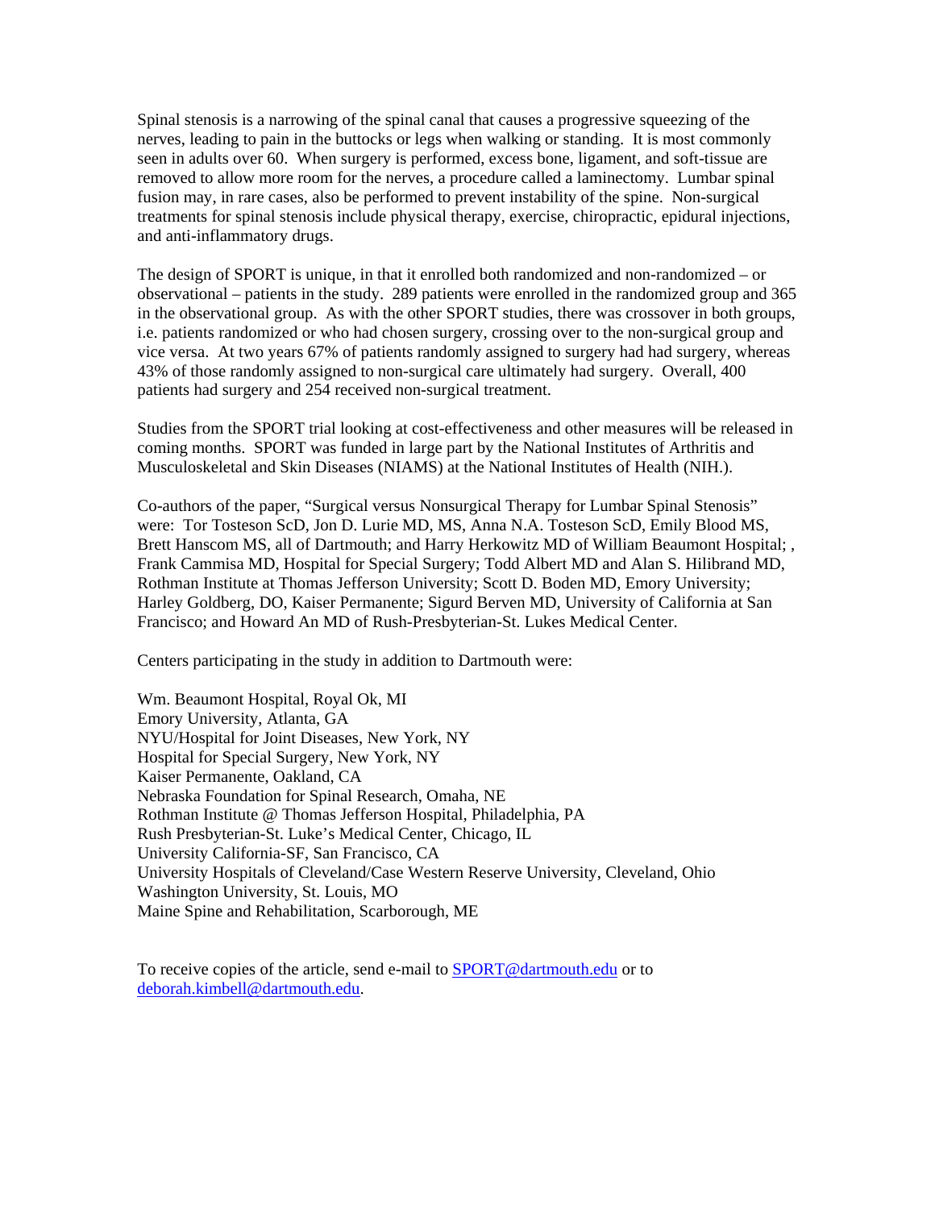Spinal stenosis is a narrowing of the spinal canal that causes a progressive squeezing of the nerves, leading to pain in the buttocks or legs when walking or standing. It is most commonly seen in adults over 60. When surgery is performed, excess bone, ligament, and soft-tissue are removed to allow more room for the nerves, a procedure called a laminectomy. Lumbar spinal fusion may, in rare cases, also be performed to prevent instability of the spine. Non-surgical treatments for spinal stenosis include physical therapy, exercise, chiropractic, epidural injections, and anti-inflammatory drugs.

The design of SPORT is unique, in that it enrolled both randomized and non-randomized – or observational – patients in the study. 289 patients were enrolled in the randomized group and 365 in the observational group. As with the other SPORT studies, there was crossover in both groups, i.e. patients randomized or who had chosen surgery, crossing over to the non-surgical group and vice versa. At two years 67% of patients randomly assigned to surgery had had surgery, whereas 43% of those randomly assigned to non-surgical care ultimately had surgery. Overall, 400 patients had surgery and 254 received non-surgical treatment.

Studies from the SPORT trial looking at cost-effectiveness and other measures will be released in coming months. SPORT was funded in large part by the National Institutes of Arthritis and Musculoskeletal and Skin Diseases (NIAMS) at the National Institutes of Health (NIH.).

Co-authors of the paper, "Surgical versus Nonsurgical Therapy for Lumbar Spinal Stenosis" were: Tor Tosteson ScD, Jon D. Lurie MD, MS, Anna N.A. Tosteson ScD, Emily Blood MS, Brett Hanscom MS, all of Dartmouth; and Harry Herkowitz MD of William Beaumont Hospital; , Frank Cammisa MD, Hospital for Special Surgery; Todd Albert MD and Alan S. Hilibrand MD, Rothman Institute at Thomas Jefferson University; Scott D. Boden MD, Emory University; Harley Goldberg, DO, Kaiser Permanente; Sigurd Berven MD, University of California at San Francisco; and Howard An MD of Rush-Presbyterian-St. Lukes Medical Center.

Centers participating in the study in addition to Dartmouth were:

Wm. Beaumont Hospital, Royal Ok, MI
Emory University, Atlanta, GA
NYU/Hospital for Joint Diseases, New York, NY
Hospital for Special Surgery, New York, NY
Kaiser Permanente, Oakland, CA
Nebraska Foundation for Spinal Research, Omaha, NE
Rothman Institute @ Thomas Jefferson Hospital, Philadelphia, PA
Rush Presbyterian-St. Luke's Medical Center, Chicago, IL
University California-SF, San Francisco, CA
University Hospitals of Cleveland/Case Western Reserve University, Cleveland, Ohio
Washington University, St. Louis, MO
Maine Spine and Rehabilitation, Scarborough, ME

To receive copies of the article, send e-mail to SPORT@dartmouth.edu or to deborah.kimbell@dartmouth.edu.